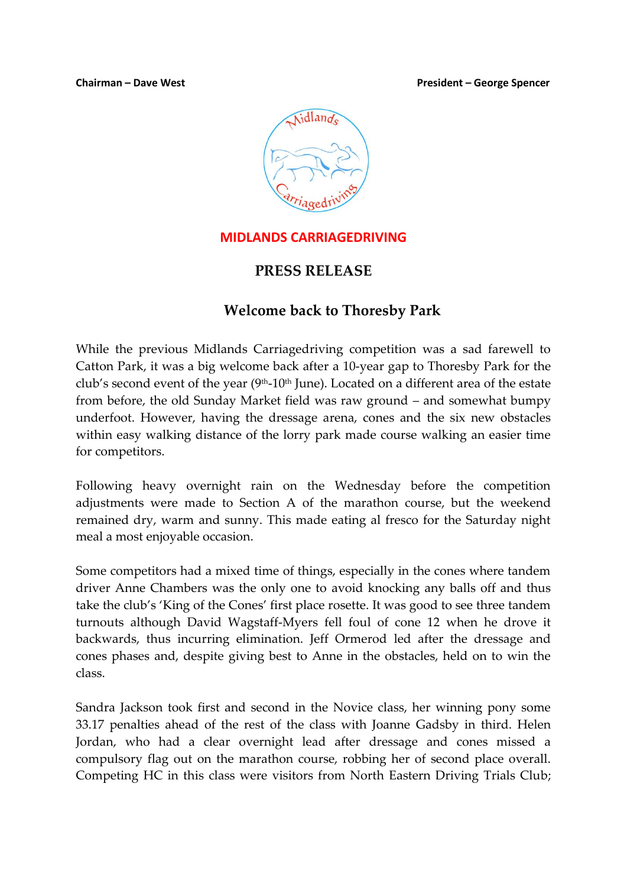**Chairman – Dave West** **President – George Spencer**

**MIDLANDS CARRIAGEDRIVING**

# PRESS RELEASE

## Welcome back to Thoresby Park

While the previous Midlands Carriagedriving competition was a sad farewell to Catton Park, it was a big welcome back after a 10-year gap to Thoresby Park for the club's second event of the year (9th-10th June). Located on a different area of the estate from before, the old Sunday Market field was raw ground – and somewhat bumpy underfoot. However, having the dressage arena, cones and the six new obstacles within easy walking distance of the lorry park made course walking an easier time for competitors.

Following heavy overnight rain on the Wednesday before the competition adjustments were made to Section A of the marathon course, but the weekend remained dry, warm and sunny. This made eating al fresco for the Saturday night meal a most enjoyable occasion.

Some competitors had a mixed time of things, especially in the cones where tandem driver Anne Chambers was the only one to avoid knocking any balls off and thus take the club's 'King of the Cones' first place rosette. It was good to see three tandem turnouts although David Wagstaff-Myers fell foul of cone 12 when he drove it backwards, thus incurring elimination. Jeff Ormerod led after the dressage and cones phases and, despite giving best to Anne in the obstacles, held on to win the class.

Sandra Jackson took first and second in the Novice class, her winning pony some 33.17 penalties ahead of the rest of the class with Joanne Gadsby in third. Helen Jordan, who had a clear overnight lead after dressage and cones missed a compulsory flag out on the marathon course, robbing her of second place overall. Competing HC in this class were visitors from North Eastern Driving Trials Club;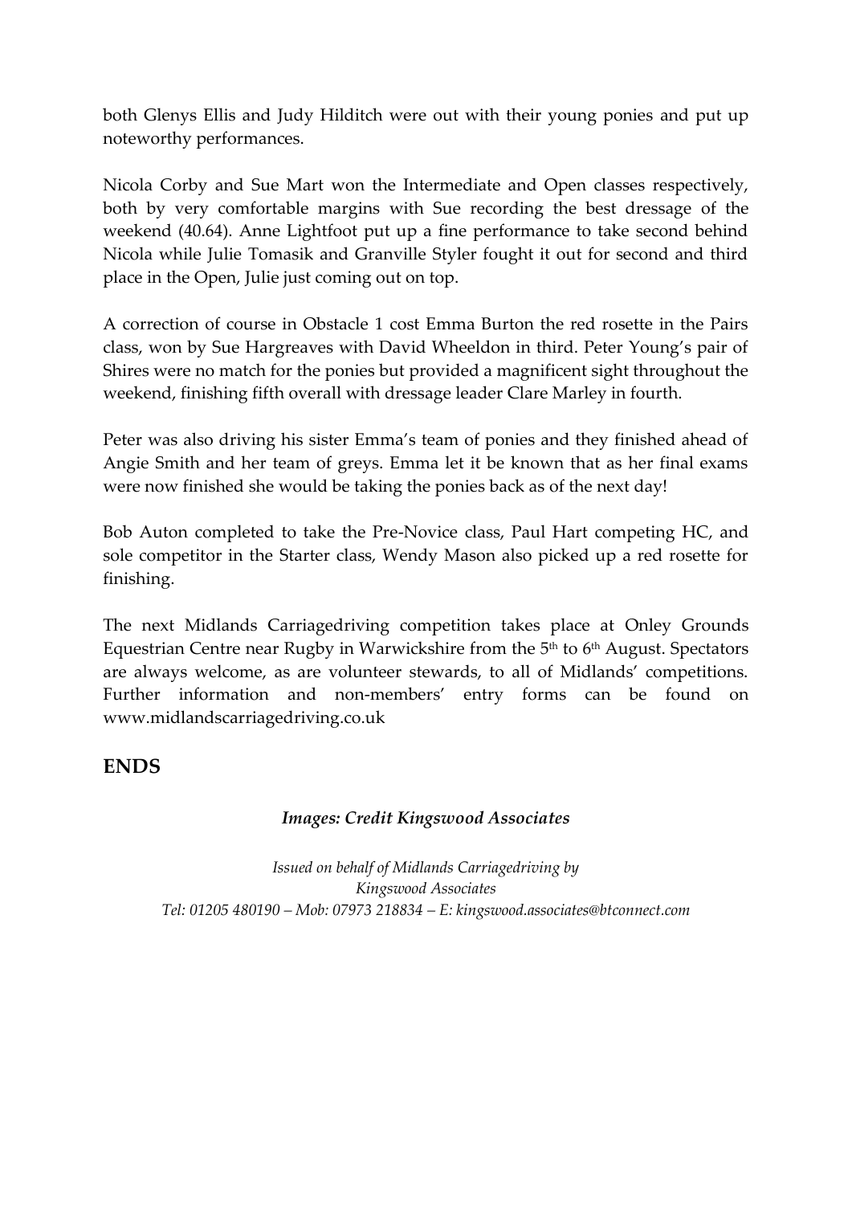both Glenys Ellis and Judy Hilditch were out with their young ponies and put up noteworthy performances.

Nicola Corby and Sue Mart won the Intermediate and Open classes respectively, both by very comfortable margins with Sue recording the best dressage of the weekend (40.64). Anne Lightfoot put up a fine performance to take second behind Nicola while Julie Tomasik and Granville Styler fought it out for second and third place in the Open, Julie just coming out on top.

A correction of course in Obstacle 1 cost Emma Burton the red rosette in the Pairs class, won by Sue Hargreaves with David Wheeldon in third. Peter Young's pair of Shires were no match for the ponies but provided a magnificent sight throughout the weekend, finishing fifth overall with dressage leader Clare Marley in fourth.

Peter was also driving his sister Emma's team of ponies and they finished ahead of Angie Smith and her team of greys. Emma let it be known that as her final exams were now finished she would be taking the ponies back as of the next day!

Bob Auton completed to take the Pre-Novice class, Paul Hart competing HC, and sole competitor in the Starter class, Wendy Mason also picked up a red rosette for finishing.

The next Midlands Carriagedriving competition takes place at Onley Grounds Equestrian Centre near Rugby in Warwickshire from the 5th to 6th August. Spectators are always welcome, as are volunteer stewards, to all of Midlands' competitions. Further information and non-members' entry forms can be found on www.midlandscarriagedriving.co.uk

## ENDS

***Images: Credit Kingswood Associates***

*Issued on behalf of Midlands Carriagedriving by*
*Kingswood Associates*
*Tel: 01205 480190 – Mob: 07973 218834 – E: kingswood.associates@btconnect.com*